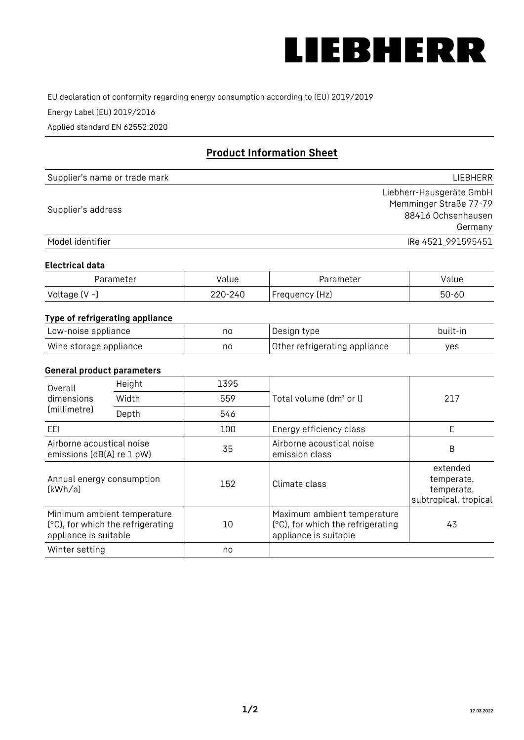# LIEBHERR

EU declaration of conformity regarding energy consumption according to (EU) 2019/2019

Energy Label (EU) 2019/2016

Applied standard EN 62552:2020

## Product Information Sheet

| | |
|---|---|
| Supplier's name or trade mark | LIEBHERR |
| Supplier's address | Liebherr-Hausgeräte GmbH<br>Memminger Straße 77-79<br>88416 Ochsenhausen<br>Germany |
| Model identifier | IRe 4521_991595451 |

### Electrical data

| Parameter | Value | Parameter | Value |
|---|---|---|---|
| Voltage (V ~) | 220-240 | Frequency (Hz) | 50-60 |

### Type of refrigerating appliance

| | | | |
|---|---|---|---|
| Low-noise appliance | no | Design type | built-in |
| Wine storage appliance | no | Other refrigerating appliance | yes |

### General product parameters

| | | | | |
|---|---|---|---|---|
| Overall dimensions (millimetre) | Height | 1395 | Total volume (dm³ or l) | 217 |
| | Width | 559 | | |
| | Depth | 546 | | |
| EEI | | 100 | Energy efficiency class | E |
| Airborne acoustical noise emissions (dB(A) re 1 pW) | | 35 | Airborne acoustical noise emission class | B |
| Annual energy consumption (kWh/a) | | 152 | Climate class | extended temperate, temperate, subtropical, tropical |
| Minimum ambient temperature (°C), for which the refrigerating appliance is suitable | | 10 | Maximum ambient temperature (°C), for which the refrigerating appliance is suitable | 43 |
| Winter setting | | no | | |

17.03.2022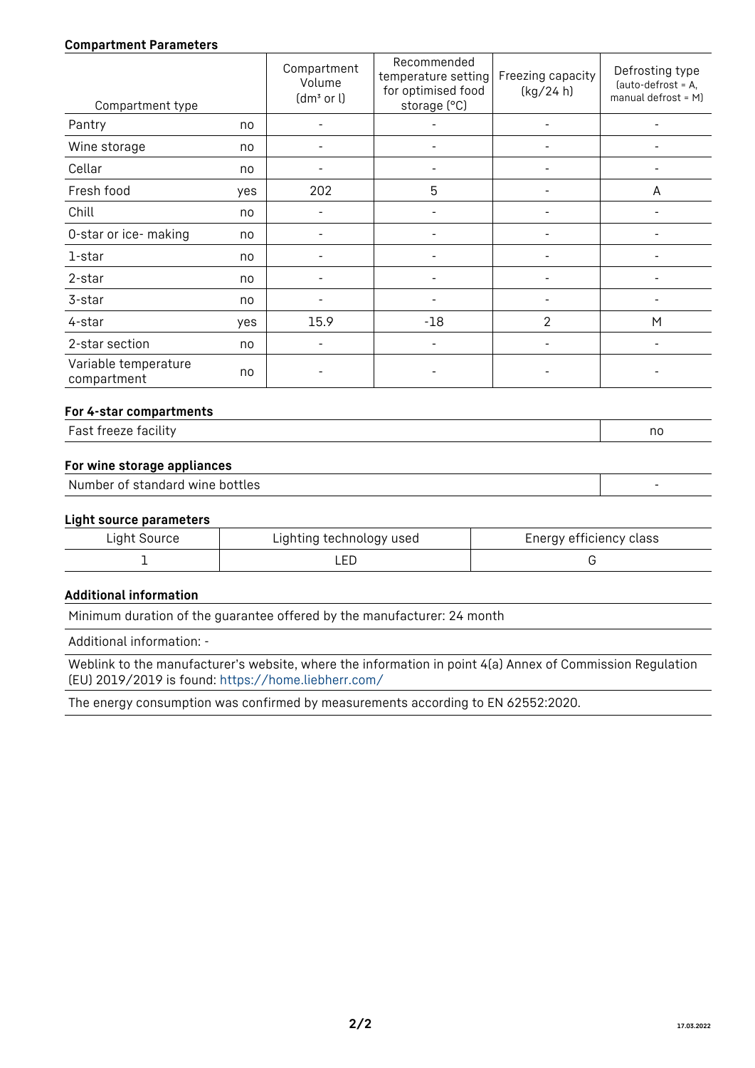**Compartment Parameters**

| Compartment type | | Compartment Volume (dm³ or l) | Recommended temperature setting for optimised food storage (°C) | Freezing capacity (kg/24 h) | Defrosting type (auto-defrost = A, manual defrost = M) |
|---|---|---|---|---|---|
| Pantry | no | - | - | - | - |
| Wine storage | no | - | - | - | - |
| Cellar | no | - | - | - | - |
| Fresh food | yes | 202 | 5 | - | A |
| Chill | no | - | - | - | - |
| 0-star or ice- making | no | - | - | - | - |
| 1-star | no | - | - | - | - |
| 2-star | no | - | - | - | - |
| 3-star | no | - | - | - | - |
| 4-star | yes | 15.9 | -18 | 2 | M |
| 2-star section | no | - | - | - | - |
| Variable temperature compartment | no | - | - | - | - |

**For 4-star compartments**

| | |
|---|---|
| Fast freeze facility | no |

**For wine storage appliances**

| | |
|---|---|
| Number of standard wine bottles | - |

**Light source parameters**

| Light Source | Lighting technology used | Energy efficiency class |
|---|---|---|
| 1 | LED | G |

**Additional information**

Minimum duration of the guarantee offered by the manufacturer: 24 month

Additional information: -

Weblink to the manufacturer's website, where the information in point 4(a) Annex of Commission Regulation (EU) 2019/2019 is found: https://home.liebherr.com/

The energy consumption was confirmed by measurements according to EN 62552:2020.

17.03.2022